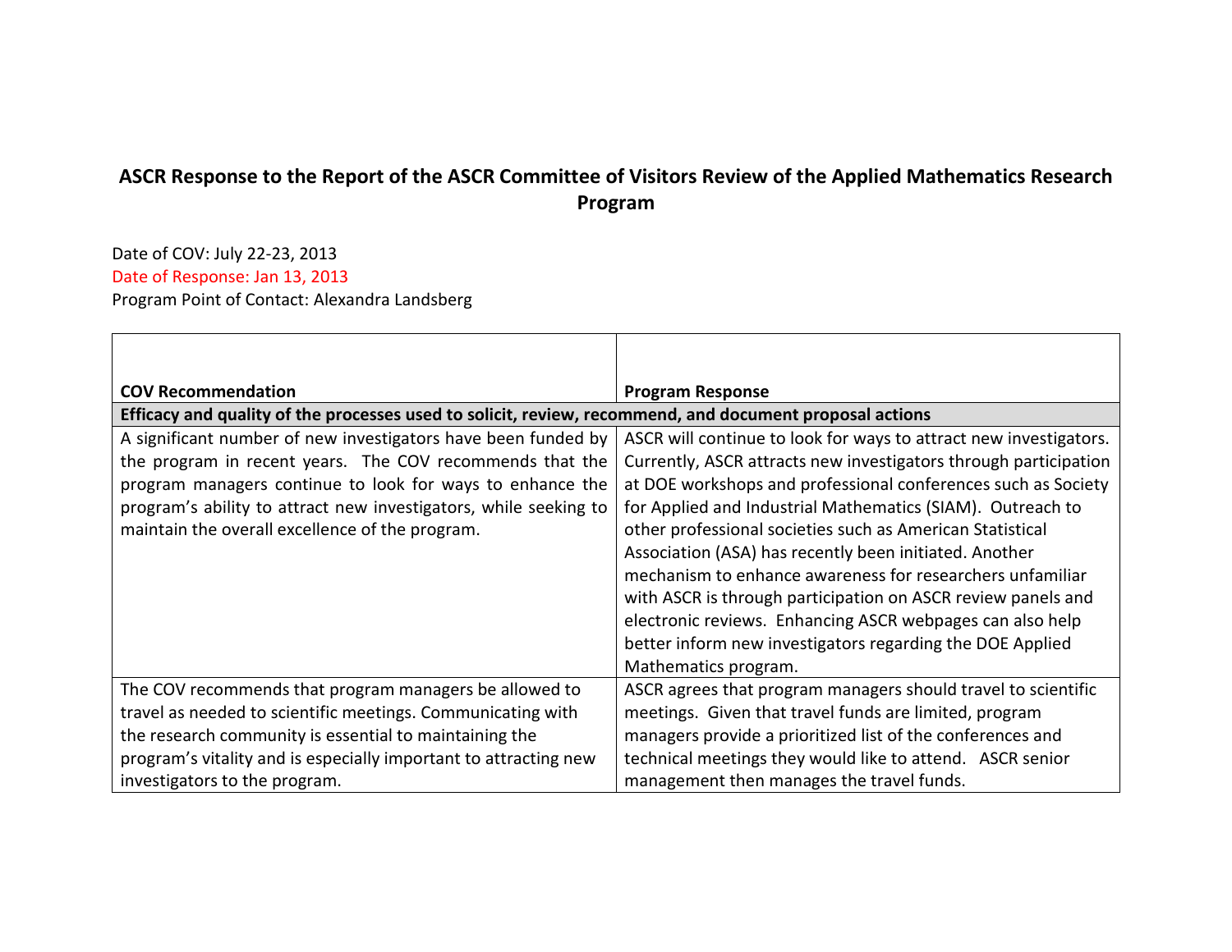# ASCR Response to the Report of the ASCR Committee of Visitors Review of the Applied Mathematics Research Program

Date of COV: July 22-23, 2013
Date of Response: Jan 13, 2013
Program Point of Contact: Alexandra Landsberg

| COV Recommendation | Program Response |
|---|---|
| **Efficacy and quality of the processes used to solicit, review, recommend, and document proposal actions** | |
| A significant number of new investigators have been funded by the program in recent years. The COV recommends that the program managers continue to look for ways to enhance the program's ability to attract new investigators, while seeking to maintain the overall excellence of the program. | ASCR will continue to look for ways to attract new investigators. Currently, ASCR attracts new investigators through participation at DOE workshops and professional conferences such as Society for Applied and Industrial Mathematics (SIAM). Outreach to other professional societies such as American Statistical Association (ASA) has recently been initiated. Another mechanism to enhance awareness for researchers unfamiliar with ASCR is through participation on ASCR review panels and electronic reviews. Enhancing ASCR webpages can also help better inform new investigators regarding the DOE Applied Mathematics program. |
| The COV recommends that program managers be allowed to travel as needed to scientific meetings. Communicating with the research community is essential to maintaining the program's vitality and is especially important to attracting new investigators to the program. | ASCR agrees that program managers should travel to scientific meetings. Given that travel funds are limited, program managers provide a prioritized list of the conferences and technical meetings they would like to attend. ASCR senior management then manages the travel funds. |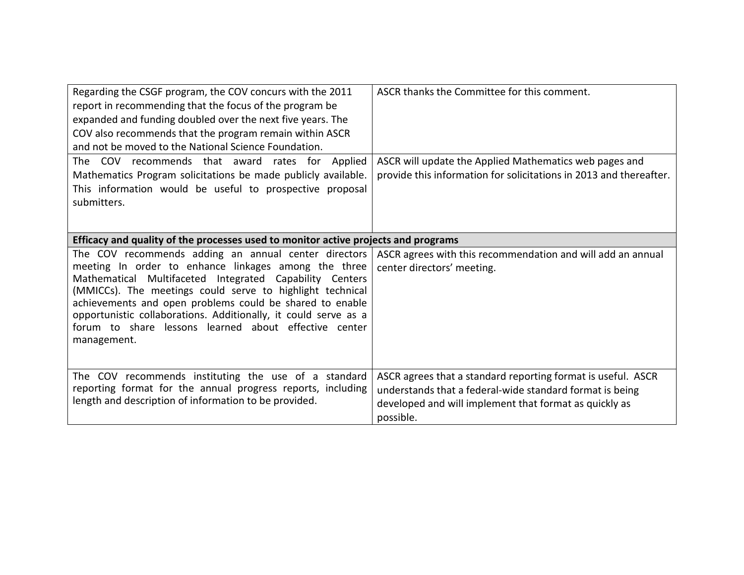| | |
|---|---|
| Regarding the CSGF program, the COV concurs with the 2011 report in recommending that the focus of the program be expanded and funding doubled over the next five years. The COV also recommends that the program remain within ASCR and not be moved to the National Science Foundation. | ASCR thanks the Committee for this comment. |
| The COV recommends that award rates for Applied Mathematics Program solicitations be made publicly available. This information would be useful to prospective proposal submitters. | ASCR will update the Applied Mathematics web pages and provide this information for solicitations in 2013 and thereafter. |
| **Efficacy and quality of the processes used to monitor active projects and programs** | |
| The COV recommends adding an annual center directors meeting In order to enhance linkages among the three Mathematical Multifaceted Integrated Capability Centers (MMICCs). The meetings could serve to highlight technical achievements and open problems could be shared to enable opportunistic collaborations. Additionally, it could serve as a forum to share lessons learned about effective center management. | ASCR agrees with this recommendation and will add an annual center directors' meeting. |
| The COV recommends instituting the use of a standard reporting format for the annual progress reports, including length and description of information to be provided. | ASCR agrees that a standard reporting format is useful. ASCR understands that a federal-wide standard format is being developed and will implement that format as quickly as possible. |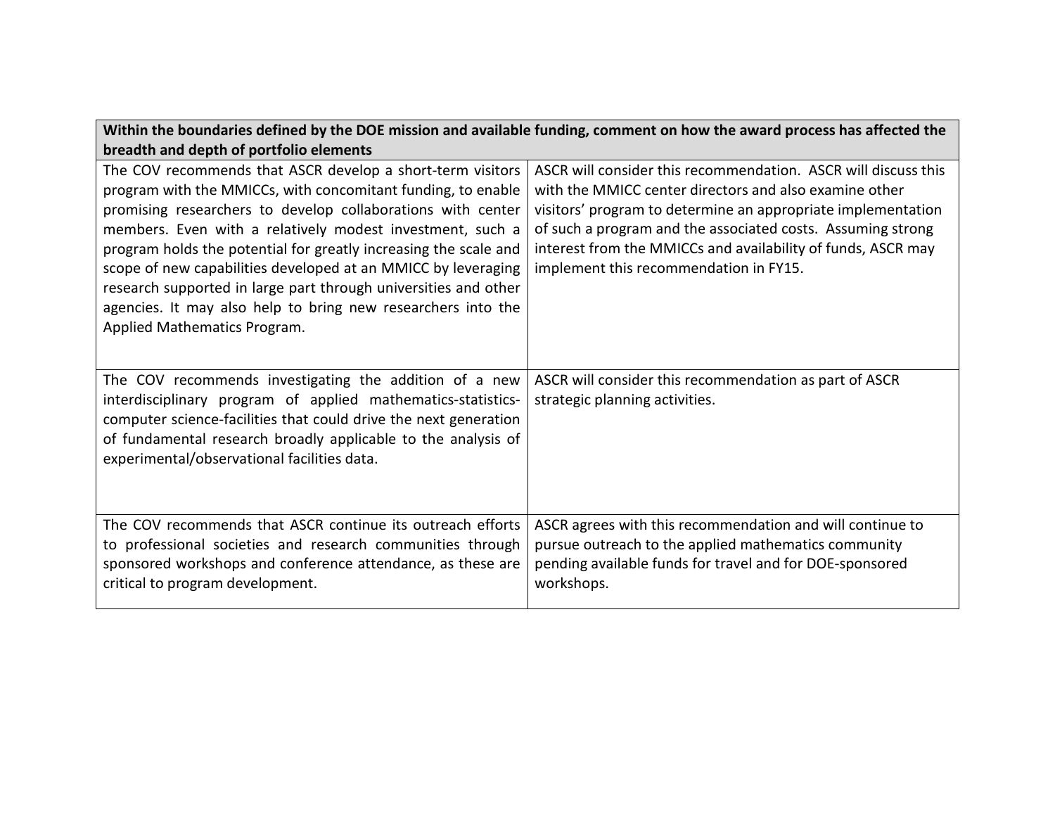| Within the boundaries defined by the DOE mission and available funding, comment on how the award process has affected the breadth and depth of portfolio elements | |
|---|---|
| The COV recommends that ASCR develop a short-term visitors program with the MMICCs, with concomitant funding, to enable promising researchers to develop collaborations with center members. Even with a relatively modest investment, such a program holds the potential for greatly increasing the scale and scope of new capabilities developed at an MMICC by leveraging research supported in large part through universities and other agencies. It may also help to bring new researchers into the Applied Mathematics Program. | ASCR will consider this recommendation. ASCR will discuss this with the MMICC center directors and also examine other visitors' program to determine an appropriate implementation of such a program and the associated costs. Assuming strong interest from the MMICCs and availability of funds, ASCR may implement this recommendation in FY15. |
| The COV recommends investigating the addition of a new interdisciplinary program of applied mathematics-statistics-computer science-facilities that could drive the next generation of fundamental research broadly applicable to the analysis of experimental/observational facilities data. | ASCR will consider this recommendation as part of ASCR strategic planning activities. |
| The COV recommends that ASCR continue its outreach efforts to professional societies and research communities through sponsored workshops and conference attendance, as these are critical to program development. | ASCR agrees with this recommendation and will continue to pursue outreach to the applied mathematics community pending available funds for travel and for DOE-sponsored workshops. |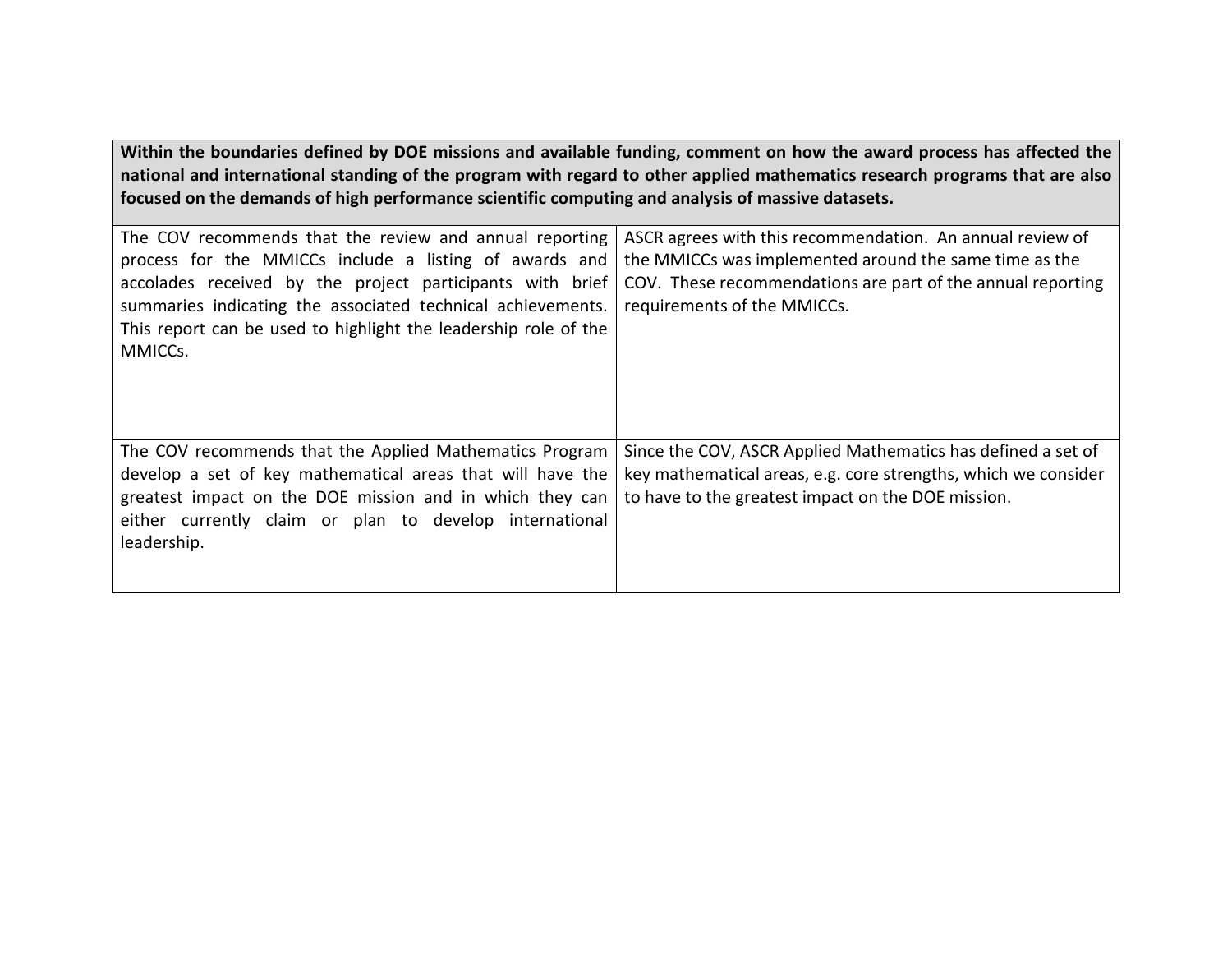| Within the boundaries defined by DOE missions and available funding, comment on how the award process has affected the national and international standing of the program with regard to other applied mathematics research programs that are also focused on the demands of high performance scientific computing and analysis of massive datasets. | |
|---|---|
| The COV recommends that the review and annual reporting process for the MMICCs include a listing of awards and accolades received by the project participants with brief summaries indicating the associated technical achievements. This report can be used to highlight the leadership role of the MMICCs. | ASCR agrees with this recommendation. An annual review of the MMICCs was implemented around the same time as the COV. These recommendations are part of the annual reporting requirements of the MMICCs. |
| The COV recommends that the Applied Mathematics Program develop a set of key mathematical areas that will have the greatest impact on the DOE mission and in which they can either currently claim or plan to develop international leadership. | Since the COV, ASCR Applied Mathematics has defined a set of key mathematical areas, e.g. core strengths, which we consider to have to the greatest impact on the DOE mission. |